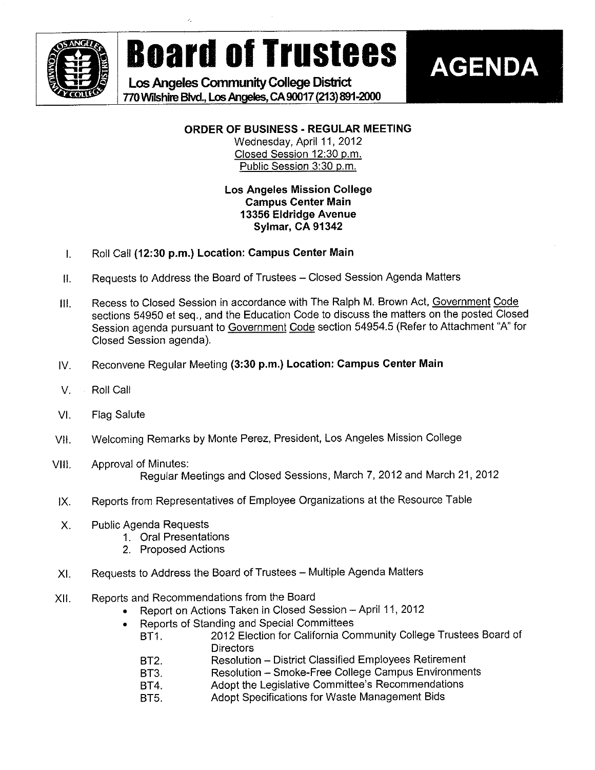# Board of Trustees

**Los Angeles Community College District**
**770 Wilshire Blvd., Los Angeles, CA 90017 (213) 891-2000**

# AGENDA

**ORDER OF BUSINESS - REGULAR MEETING**

Wednesday, April 11, 2012
Closed Session 12:30 p.m.
Public Session 3:30 p.m.

**Los Angeles Mission College**
**Campus Center Main**
**13356 Eldridge Avenue**
**Sylmar, CA 91342**

I. Roll Call **(12:30 p.m.) Location: Campus Center Main**

II. Requests to Address the Board of Trustees – Closed Session Agenda Matters

III. Recess to Closed Session in accordance with The Ralph M. Brown Act, Government Code sections 54950 et seq., and the Education Code to discuss the matters on the posted Closed Session agenda pursuant to Government Code section 54954.5 (Refer to Attachment "A" for Closed Session agenda).

IV. Reconvene Regular Meeting **(3:30 p.m.) Location: Campus Center Main**

V. Roll Call

VI. Flag Salute

VII. Welcoming Remarks by Monte Perez, President, Los Angeles Mission College

VIII. Approval of Minutes:
Regular Meetings and Closed Sessions, March 7, 2012 and March 21, 2012

IX. Reports from Representatives of Employee Organizations at the Resource Table

X. Public Agenda Requests
  1. Oral Presentations
  2. Proposed Actions

XI. Requests to Address the Board of Trustees – Multiple Agenda Matters

XII. Reports and Recommendations from the Board
  - Report on Actions Taken in Closed Session – April 11, 2012
  - Reports of Standing and Special Committees
    - BT1. 2012 Election for California Community College Trustees Board of Directors
    - BT2. Resolution – District Classified Employees Retirement
    - BT3. Resolution – Smoke-Free College Campus Environments
    - BT4. Adopt the Legislative Committee's Recommendations
    - BT5. Adopt Specifications for Waste Management Bids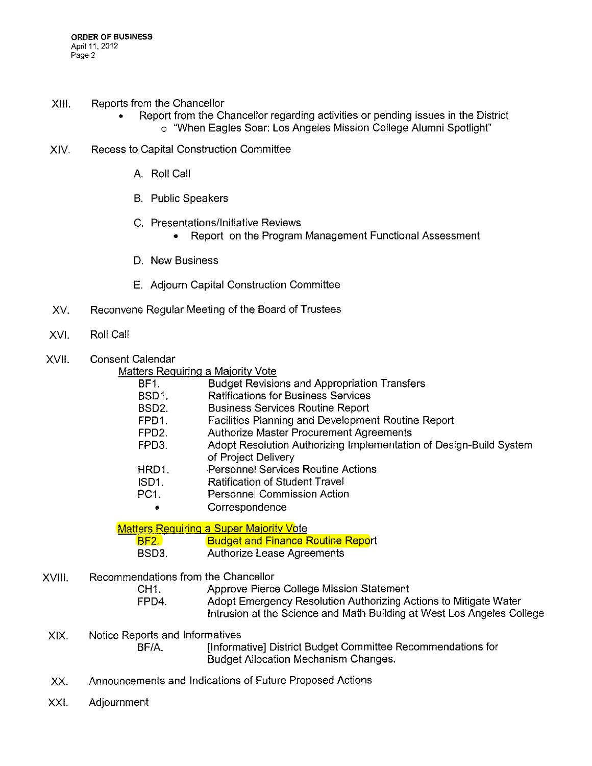XIII. Reports from the Chancellor

- Report from the Chancellor regarding activities or pending issues in the District
  - "When Eagles Soar: Los Angeles Mission College Alumni Spotlight"

XIV. Recess to Capital Construction Committee

A. Roll Call

B. Public Speakers

C. Presentations/Initiative Reviews
- Report on the Program Management Functional Assessment

D. New Business

E. Adjourn Capital Construction Committee

XV. Reconvene Regular Meeting of the Board of Trustees

XVI. Roll Call

XVII. Consent Calendar

Matters Requiring a Majority Vote

| | |
|---|---|
| BF1. | Budget Revisions and Appropriation Transfers |
| BSD1. | Ratifications for Business Services |
| BSD2. | Business Services Routine Report |
| FPD1. | Facilities Planning and Development Routine Report |
| FPD2. | Authorize Master Procurement Agreements |
| FPD3. | Adopt Resolution Authorizing Implementation of Design-Build System of Project Delivery |
| HRD1. | Personnel Services Routine Actions |
| ISD1. | Ratification of Student Travel |
| PC1. | Personnel Commission Action |
| • | Correspondence |

Matters Requiring a Super Majority Vote

| | |
|---|---|
| BF2. | Budget and Finance Routine Report |
| BSD3. | Authorize Lease Agreements |

XVIII. Recommendations from the Chancellor

| | |
|---|---|
| CH1. | Approve Pierce College Mission Statement |
| FPD4. | Adopt Emergency Resolution Authorizing Actions to Mitigate Water Intrusion at the Science and Math Building at West Los Angeles College |

XIX. Notice Reports and Informatives

| | |
|---|---|
| BF/A. | [Informative] District Budget Committee Recommendations for Budget Allocation Mechanism Changes. |

XX. Announcements and Indications of Future Proposed Actions

XXI. Adjournment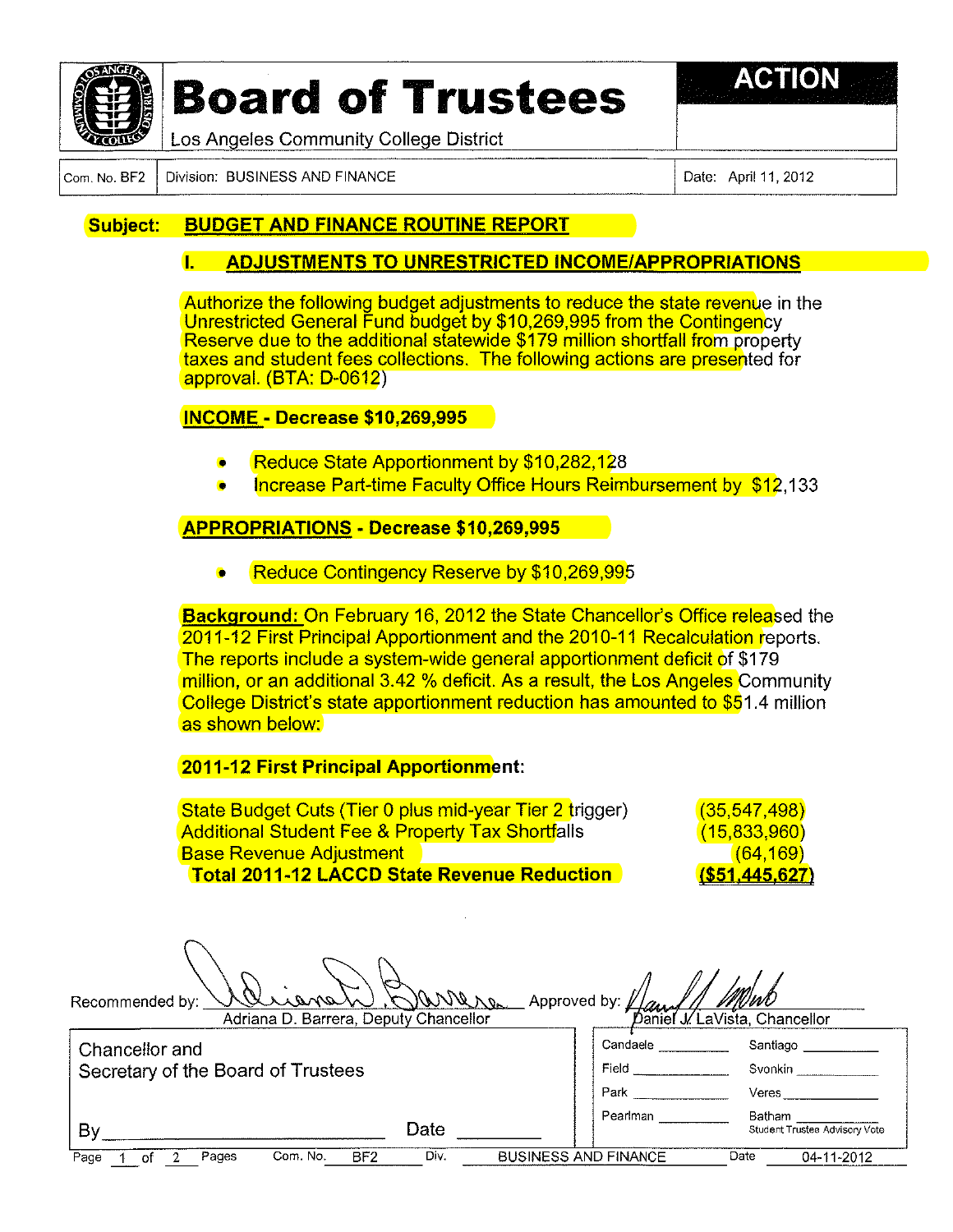# Board of Trustees

Los Angeles Community College District

**ACTION**

| Com. No. BF2 | Division: BUSINESS AND FINANCE | Date: April 11, 2012 |
|---|---|---|

**Subject: BUDGET AND FINANCE ROUTINE REPORT**

## I. ADJUSTMENTS TO UNRESTRICTED INCOME/APPROPRIATIONS

Authorize the following budget adjustments to reduce the state revenue in the Unrestricted General Fund budget by $10,269,995 from the Contingency Reserve due to the additional statewide $179 million shortfall from property taxes and student fees collections. The following actions are presented for approval. (BTA: D-0612)

**INCOME - Decrease $10,269,995**

- Reduce State Apportionment by $10,282,128
- Increase Part-time Faculty Office Hours Reimbursement by $12,133

**APPROPRIATIONS - Decrease $10,269,995**

- Reduce Contingency Reserve by $10,269,995

**Background:** On February 16, 2012 the State Chancellor's Office released the 2011-12 First Principal Apportionment and the 2010-11 Recalculation reports. The reports include a system-wide general apportionment deficit of $179 million, or an additional 3.42 % deficit. As a result, the Los Angeles Community College District's state apportionment reduction has amounted to $51.4 million as shown below:

**2011-12 First Principal Apportionment:**

| | |
|---|---|
| State Budget Cuts (Tier 0 plus mid-year Tier 2 trigger) | (35,547,498) |
| Additional Student Fee & Property Tax Shortfalls | (15,833,960) |
| Base Revenue Adjustment | (64,169) |
| **Total 2011-12 LACCD State Revenue Reduction** | **($51,445,627)** |

Recommended by: Adriana D. Barrera, Deputy Chancellor

Approved by: Daniel J. LaVista, Chancellor

| Chancellor and Secretary of the Board of Trustees | | |
|---|---|---|
| | Candaele ______ | Santiago ______ |
| | Field ______ | Svonkin ______ |
| | Park ______ | Veres ______ |
| By ______ Date ______ | Pearlman ______ | Batham ______ Student Trustee Advisory Vote |

Com. No. BF2 Div. BUSINESS AND FINANCE Date 04-11-2012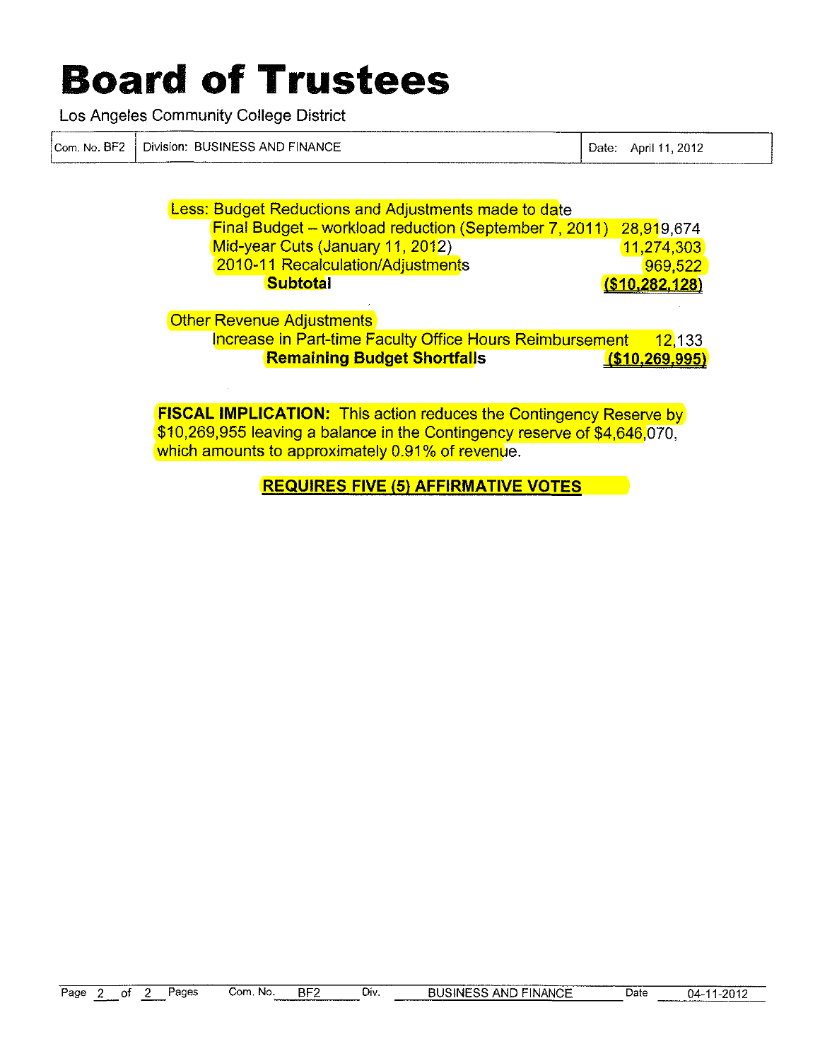# Board of Trustees

Los Angeles Community College District

| Com. No. BF2 | Division: BUSINESS AND FINANCE | Date: April 11, 2012 |
|---|---|---|

| | |
|---|---|
| Less: Budget Reductions and Adjustments made to date | |
| Final Budget – workload reduction (September 7, 2011) | 28,919,674 |
| Mid-year Cuts (January 11, 2012) | 11,274,303 |
| 2010-11 Recalculation/Adjustments | 969,522 |
| **Subtotal** | **($10,282,128)** |
| Other Revenue Adjustments | |
| Increase in Part-time Faculty Office Hours Reimbursement | 12,133 |
| **Remaining Budget Shortfalls** | **($10,269,995)** |

**FISCAL IMPLICATION:** This action reduces the Contingency Reserve by $10,269,955 leaving a balance in the Contingency reserve of $4,646,070, which amounts to approximately 0.91% of revenue.

**REQUIRES FIVE (5) AFFIRMATIVE VOTES**